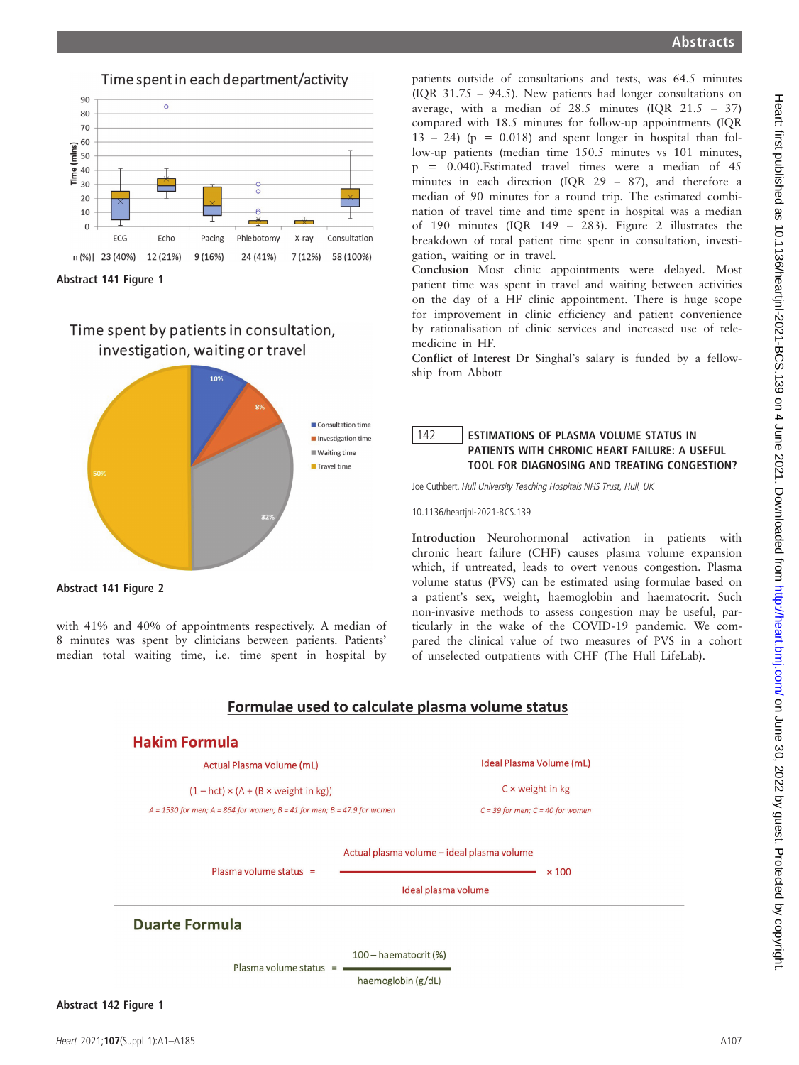Abstract 141 Figure 1

Abstract 141 Figure 2

with 41% and 40% of appointments respectively. A median of 8 minutes was spent by clinicians between patients. Patients' median total waiting time, i.e. time spent in hospital by patients outside of consultations and tests, was 64.5 minutes (IQR 31.75 – 94.5). New patients had longer consultations on average, with a median of 28.5 minutes (IQR 21.5 – 37) compared with 18.5 minutes for follow-up appointments (IQR 13 – 24) (p = 0.018) and spent longer in hospital than follow-up patients (median time 150.5 minutes vs 101 minutes, p = 0.040).Estimated travel times were a median of 45 minutes in each direction (IQR 29 – 87), and therefore a median of 90 minutes for a round trip. The estimated combination of travel time and time spent in hospital was a median of 190 minutes (IQR 149 – 283). Figure 2 illustrates the breakdown of total patient time spent in consultation, investigation, waiting or in travel.

**Conclusion** Most clinic appointments were delayed. Most patient time was spent in travel and waiting between activities on the day of a HF clinic appointment. There is huge scope for improvement in clinic efficiency and patient convenience by rationalisation of clinic services and increased use of telemedicine in HF.

**Conflict of Interest** Dr Singhal's salary is funded by a fellowship from Abbott

## 142 ESTIMATIONS OF PLASMA VOLUME STATUS IN PATIENTS WITH CHRONIC HEART FAILURE: A USEFUL TOOL FOR DIAGNOSING AND TREATING CONGESTION?

Joe Cuthbert. *Hull University Teaching Hospitals NHS Trust, Hull, UK*

10.1136/heartjnl-2021-BCS.139

**Introduction** Neurohormonal activation in patients with chronic heart failure (CHF) causes plasma volume expansion which, if untreated, leads to overt venous congestion. Plasma volume status (PVS) can be estimated using formulae based on a patient's sex, weight, haemoglobin and haematocrit. Such non-invasive methods to assess congestion may be useful, particularly in the wake of the COVID-19 pandemic. We compared the clinical value of two measures of PVS in a cohort of unselected outpatients with CHF (The Hull LifeLab).

Abstract 142 Figure 1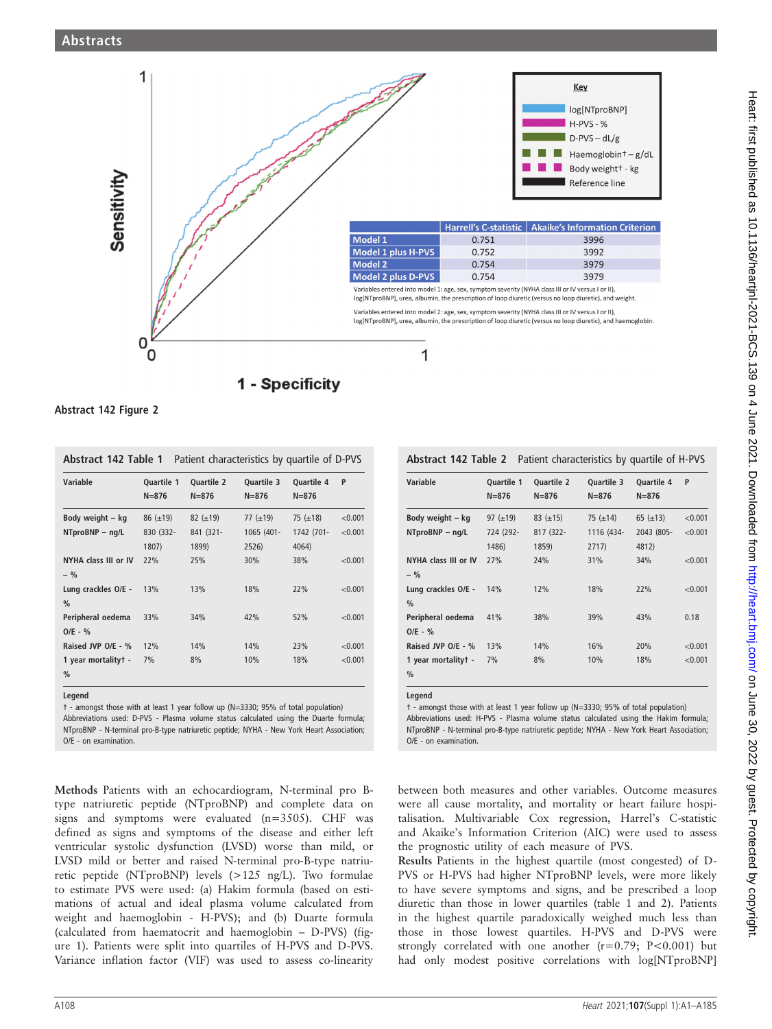| | Harrell's C-statistic | Akaike's Information Criterion |
|---|---|---|
| Model 1 | 0.751 | 3996 |
| Model 1 plus H-PVS | 0.752 | 3992 |
| Model 2 | 0.754 | 3979 |
| Model 2 plus D-PVS | 0.754 | 3979 |

Variables entered into model 1: age, sex, symptom severity (NYHA class III or IV versus I or II), log[NTproBNP], urea, albumin, the prescription of loop diuretic (versus no loop diuretic), and weight.

Variables entered into model 2: age, sex, symptom severity (NYHA class III or IV versus I or II), log[NTproBNP], urea, albumin, the prescription of loop diuretic (versus no loop diuretic), and haemoglobin.

Abstract 142 Figure 2

**Abstract 142 Table 1** Patient characteristics by quartile of D-PVS

| Variable | Quartile 1 N=876 | Quartile 2 N=876 | Quartile 3 N=876 | Quartile 4 N=876 | P |
|---|---|---|---|---|---|
| Body weight – kg | 86 (±19) | 82 (±19) | 77 (±19) | 75 (±18) | <0.001 |
| NTproBNP – ng/L | 830 (332-1807) | 841 (321-1899) | 1065 (401-2526) | 1742 (701-4064) | <0.001 |
| NYHA class III or IV – % | 22% | 25% | 30% | 38% | <0.001 |
| Lung crackles O/E - % | 13% | 13% | 18% | 22% | <0.001 |
| Peripheral oedema O/E - % | 33% | 34% | 42% | 52% | <0.001 |
| Raised JVP O/E - % | 12% | 14% | 14% | 23% | <0.001 |
| 1 year mortality† - % | 7% | 8% | 10% | 18% | <0.001 |

Legend
† - amongst those with at least 1 year follow up (N=3330; 95% of total population)
Abbreviations used: D-PVS - Plasma volume status calculated using the Duarte formula; NTproBNP - N-terminal pro-B-type natriuretic peptide; NYHA - New York Heart Association; O/E - on examination.

**Abstract 142 Table 2** Patient characteristics by quartile of H-PVS

| Variable | Quartile 1 N=876 | Quartile 2 N=876 | Quartile 3 N=876 | Quartile 4 N=876 | P |
|---|---|---|---|---|---|
| Body weight – kg | 97 (±19) | 83 (±15) | 75 (±14) | 65 (±13) | <0.001 |
| NTproBNP – ng/L | 724 (292-1486) | 817 (322-1859) | 1116 (434-2717) | 2043 (805-4812) | <0.001 |
| NYHA class III or IV – % | 27% | 24% | 31% | 34% | <0.001 |
| Lung crackles O/E - % | 14% | 12% | 18% | 22% | <0.001 |
| Peripheral oedema O/E - % | 41% | 38% | 39% | 43% | 0.18 |
| Raised JVP O/E - % | 13% | 14% | 16% | 20% | <0.001 |
| 1 year mortality† - % | 7% | 8% | 10% | 18% | <0.001 |

Legend
† - amongst those with at least 1 year follow up (N=3330; 95% of total population)
Abbreviations used: H-PVS - Plasma volume status calculated using the Hakim formula; NTproBNP - N-terminal pro-B-type natriuretic peptide; NYHA - New York Heart Association; O/E - on examination.

**Methods** Patients with an echocardiogram, N-terminal pro B-type natriuretic peptide (NTproBNP) and complete data on signs and symptoms were evaluated (n=3505). CHF was defined as signs and symptoms of the disease and either left ventricular systolic dysfunction (LVSD) worse than mild, or LVSD mild or better and raised N-terminal pro-B-type natriuretic peptide (NTproBNP) levels (>125 ng/L). Two formulae to estimate PVS were used: (a) Hakim formula (based on estimations of actual and ideal plasma volume calculated from weight and haemoglobin - H-PVS); and (b) Duarte formula (calculated from haematocrit and haemoglobin – D-PVS) (figure 1). Patients were split into quartiles of H-PVS and D-PVS. Variance inflation factor (VIF) was used to assess co-linearity between both measures and other variables. Outcome measures were all cause mortality, and mortality or heart failure hospitalisation. Multivariable Cox regression, Harrel's C-statistic and Akaike's Information Criterion (AIC) were used to assess the prognostic utility of each measure of PVS.

**Results** Patients in the highest quartile (most congested) of D-PVS or H-PVS had higher NTproBNP levels, were more likely to have severe symptoms and signs, and be prescribed a loop diuretic than those in lower quartiles (table 1 and 2). Patients in the highest quartile paradoxically weighed much less than those in those lowest quartiles. H-PVS and D-PVS were strongly correlated with one another ($r=0.79$; $P<0.001$) but had only modest positive correlations with log[NTproBNP]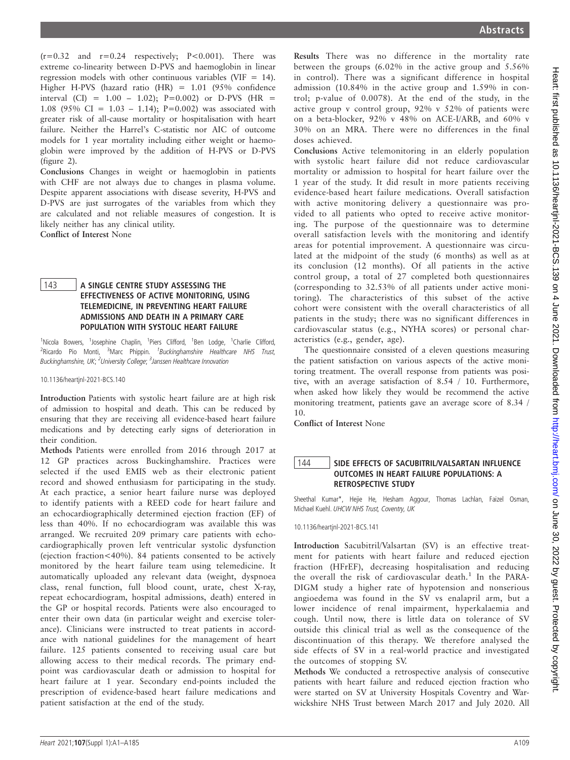(r=0.32 and r=0.24 respectively; P<0.001). There was extreme co-linearity between D-PVS and haemoglobin in linear regression models with other continuous variables (VIF = 14). Higher H-PVS (hazard ratio (HR) = 1.01 (95% confidence interval (CI) = 1.00 – 1.02); P=0.002) or D-PVS (HR = 1.08 (95% CI = 1.03 – 1.14); P=0.002) was associated with greater risk of all-cause mortality or hospitalisation with heart failure. Neither the Harrel's C-statistic nor AIC of outcome models for 1 year mortality including either weight or haemoglobin were improved by the addition of H-PVS or D-PVS (figure 2).

**Conclusions** Changes in weight or haemoglobin in patients with CHF are not always due to changes in plasma volume. Despite apparent associations with disease severity, H-PVS and D-PVS are just surrogates of the variables from which they are calculated and not reliable measures of congestion. It is likely neither has any clinical utility.

**Conflict of Interest** None

## 143 A SINGLE CENTRE STUDY ASSESSING THE EFFECTIVENESS OF ACTIVE MONITORING, USING TELEMEDICINE, IN PREVENTING HEART FAILURE ADMISSIONS AND DEATH IN A PRIMARY CARE POPULATION WITH SYSTOLIC HEART FAILURE

[1]Nicola Bowers, [1]Josephine Chaplin, [1]Piers Clifford, [1]Ben Lodge, [1]Charlie Clifford, [2]Ricardo Pio Monti, [3]Marc Phippin. [1]*Buckinghamshire Healthcare NHS Trust, Buckinghamshire, UK*; [2]*University College*; [3]*Janssen Healthcare Innovation*

10.1136/heartjnl-2021-BCS.140

**Introduction** Patients with systolic heart failure are at high risk of admission to hospital and death. This can be reduced by ensuring that they are receiving all evidence-based heart failure medications and by detecting early signs of deterioration in their condition.

**Methods** Patients were enrolled from 2016 through 2017 at 12 GP practices across Buckinghamshire. Practices were selected if the used EMIS web as their electronic patient record and showed enthusiasm for participating in the study. At each practice, a senior heart failure nurse was deployed to identify patients with a REED code for heart failure and an echocardiographically determined ejection fraction (EF) of less than 40%. If no echocardiogram was available this was arranged. We recruited 209 primary care patients with echocardiographically proven left ventricular systolic dysfunction (ejection fraction<40%). 84 patients consented to be actively monitored by the heart failure team using telemedicine. It automatically uploaded any relevant data (weight, dyspnoea class, renal function, full blood count, urate, chest X-ray, repeat echocardiogram, hospital admissions, death) entered in the GP or hospital records. Patients were also encouraged to enter their own data (in particular weight and exercise tolerance). Clinicians were instructed to treat patients in accordance with national guidelines for the management of heart failure. 125 patients consented to receiving usual care but allowing access to their medical records. The primary endpoint was cardiovascular death or admission to hospital for heart failure at 1 year. Secondary end-points included the prescription of evidence-based heart failure medications and patient satisfaction at the end of the study.

**Results** There was no difference in the mortality rate between the groups (6.02% in the active group and 5.56% in control). There was a significant difference in hospital admission (10.84% in the active group and 1.59% in control; p-value of 0.0078). At the end of the study, in the active group v control group, 92% v 52% of patients were on a beta-blocker, 92% v 48% on ACE-I/ARB, and 60% v 30% on an MRA. There were no differences in the final doses achieved.

**Conclusions** Active telemonitoring in an elderly population with systolic heart failure did not reduce cardiovascular mortality or admission to hospital for heart failure over the 1 year of the study. It did result in more patients receiving evidence-based heart failure medications. Overall satisfaction with active monitoring delivery a questionnaire was provided to all patients who opted to receive active monitoring. The purpose of the questionnaire was to determine overall satisfaction levels with the monitoring and identify areas for potential improvement. A questionnaire was circulated at the midpoint of the study (6 months) as well as at its conclusion (12 months). Of all patients in the active control group, a total of 27 completed both questionnaires (corresponding to 32.53% of all patients under active monitoring). The characteristics of this subset of the active cohort were consistent with the overall characteristics of all patients in the study; there was no significant differences in cardiovascular status (e.g., NYHA scores) or personal characteristics (e.g., gender, age).

The questionnaire consisted of a eleven questions measuring the patient satisfaction on various aspects of the active monitoring treatment. The overall response from patients was positive, with an average satisfaction of 8.54 / 10. Furthermore, when asked how likely they would be recommend the active monitoring treatment, patients gave an average score of 8.34 / 10.

**Conflict of Interest** None

## 144 SIDE EFFECTS OF SACUBITRIL/VALSARTAN INFLUENCE OUTCOMES IN HEART FAILURE POPULATIONS: A RETROSPECTIVE STUDY

Sheethal Kumar*, Hejie He, Hesham Aggour, Thomas Lachlan, Faizel Osman, Michael Kuehl. *UHCW NHS Trust, Coventry, UK*

10.1136/heartjnl-2021-BCS.141

**Introduction** Sacubitril/Valsartan (SV) is an effective treatment for patients with heart failure and reduced ejection fraction (HFrEF), decreasing hospitalisation and reducing the overall the risk of cardiovascular death.[1] In the PARADIGM study a higher rate of hypotension and nonserious angioedema was found in the SV vs enalapril arm, but a lower incidence of renal impairment, hyperkalaemia and cough. Until now, there is little data on tolerance of SV outside this clinical trial as well as the consequence of the discontinuation of this therapy. We therefore analysed the side effects of SV in a real-world practice and investigated the outcomes of stopping SV.

**Methods** We conducted a retrospective analysis of consecutive patients with heart failure and reduced ejection fraction who were started on SV at University Hospitals Coventry and Warwickshire NHS Trust between March 2017 and July 2020. All